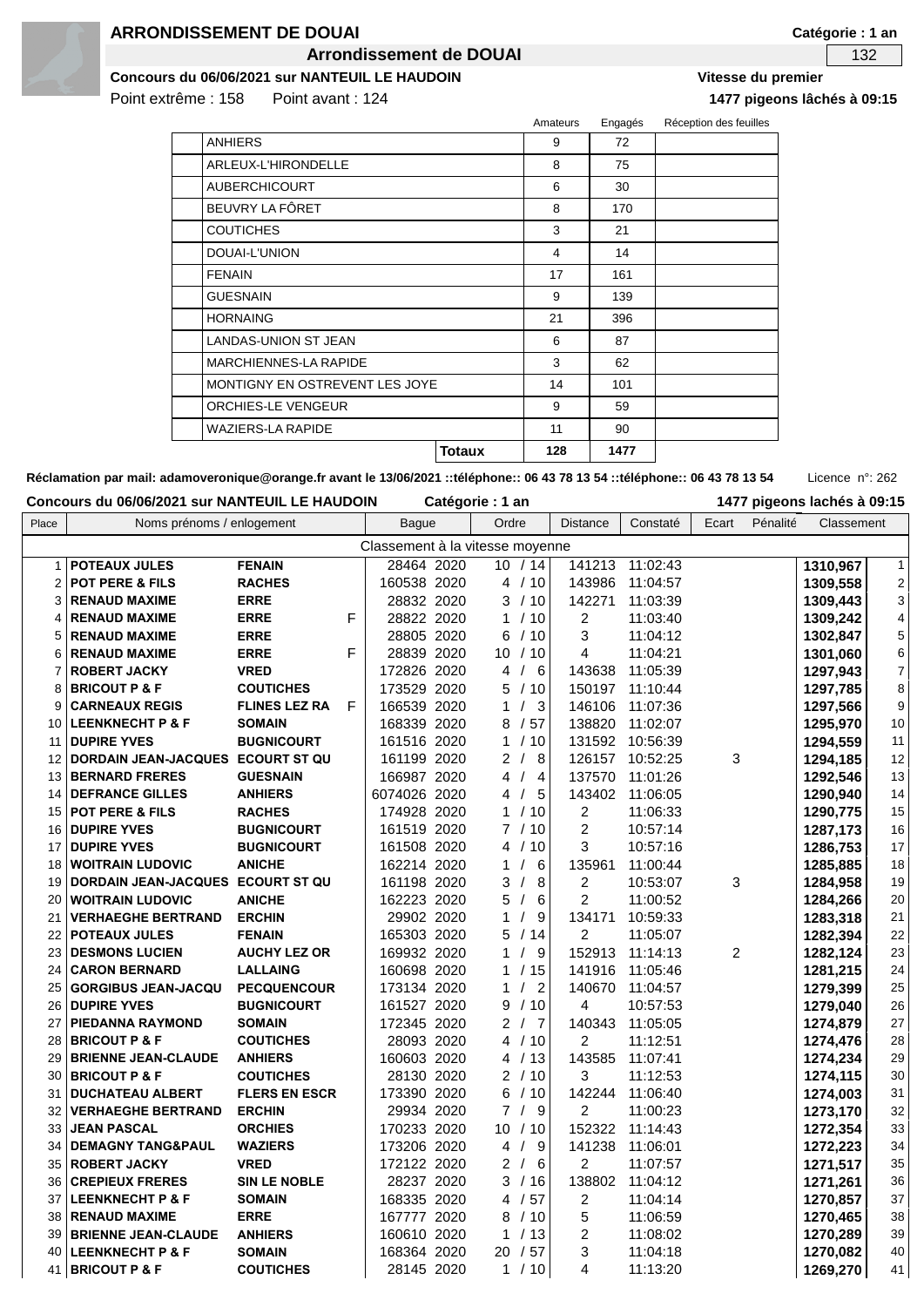# ARRONDISSEMENT DE DOUAI

**Catégorie : 1 an**

## Arrondissement de DOUAI

132

**Concours du 06/06/2021 sur NANTEUIL LE HAUDOIN**

**Vitesse du premier**

Point extrême : 158 Point avant : 124

**1477 pigeons lâchés à 09:15**

| | | Amateurs | Engagés | Réception des feuilles |
|---|---|---|---|---|
| | ANHIERS | 9 | 72 | |
| | ARLEUX-L'HIRONDELLE | 8 | 75 | |
| | AUBERCHICOURT | 6 | 30 | |
| | BEUVRY LA FÔRET | 8 | 170 | |
| | COUTICHES | 3 | 21 | |
| | DOUAI-L'UNION | 4 | 14 | |
| | FENAIN | 17 | 161 | |
| | GUESNAIN | 9 | 139 | |
| | HORNAING | 21 | 396 | |
| | LANDAS-UNION ST JEAN | 6 | 87 | |
| | MARCHIENNES-LA RAPIDE | 3 | 62 | |
| | MONTIGNY EN OSTREVENT LES JOYE | 14 | 101 | |
| | ORCHIES-LE VENGEUR | 9 | 59 | |
| | WAZIERS-LA RAPIDE | 11 | 90 | |
| | **Totaux** | **128** | **1477** | |

**Réclamation par mail: adamoveronique@orange.fr avant le 13/06/2021 ::téléphone:: 06 43 78 13 54 ::téléphone:: 06 43 78 13 54** Licence n°: 262

**Concours du 06/06/2021 sur NANTEUIL LE HAUDOIN** **Catégorie : 1 an** **1477 pigeons lachés à 09:15**

| Place | Noms prénoms / enlogement | | | Bague | | Ordre | Distance | Constaté | Ecart | Pénalité | Classement | |
|---|---|---|---|---|---|---|---|---|---|---|---|---|
| | | | | Classement à la vitesse moyenne | | | | | | | | |
| 1 | **POTEAUX JULES** | **FENAIN** | | 28464 | 2020 | 10 / 14 | 141213 | 11:02:43 | | | **1310,967** | 1 |
| 2 | **POT PERE & FILS** | **RACHES** | | 160538 | 2020 | 4 / 10 | 143986 | 11:04:57 | | | **1309,558** | 2 |
| 3 | **RENAUD MAXIME** | **ERRE** | | 28832 | 2020 | 3 / 10 | 142271 | 11:03:39 | | | **1309,443** | 3 |
| 4 | **RENAUD MAXIME** | **ERRE** | F | 28822 | 2020 | 1 / 10 | 2 | 11:03:40 | | | **1309,242** | 4 |
| 5 | **RENAUD MAXIME** | **ERRE** | | 28805 | 2020 | 6 / 10 | 3 | 11:04:12 | | | **1302,847** | 5 |
| 6 | **RENAUD MAXIME** | **ERRE** | F | 28839 | 2020 | 10 / 10 | 4 | 11:04:21 | | | **1301,060** | 6 |
| 7 | **ROBERT JACKY** | **VRED** | | 172826 | 2020 | 4 / 6 | 143638 | 11:05:39 | | | **1297,943** | 7 |
| 8 | **BRICOUT P & F** | **COUTICHES** | | 173529 | 2020 | 5 / 10 | 150197 | 11:10:44 | | | **1297,785** | 8 |
| 9 | **CARNEAUX REGIS** | **FLINES LEZ RA** | F | 166539 | 2020 | 1 / 3 | 146106 | 11:07:36 | | | **1297,566** | 9 |
| 10 | **LEENKNECHT P & F** | **SOMAIN** | | 168339 | 2020 | 8 / 57 | 138820 | 11:02:07 | | | **1295,970** | 10 |
| 11 | **DUPIRE YVES** | **BUGNICOURT** | | 161516 | 2020 | 1 / 10 | 131592 | 10:56:39 | | | **1294,559** | 11 |
| 12 | **DORDAIN JEAN-JACQUES** | **ECOURT ST QU** | | 161199 | 2020 | 2 / 8 | 126157 | 10:52:25 | 3 | | **1294,185** | 12 |
| 13 | **BERNARD FRERES** | **GUESNAIN** | | 166987 | 2020 | 4 / 4 | 137570 | 11:01:26 | | | **1292,546** | 13 |
| 14 | **DEFRANCE GILLES** | **ANHIERS** | | 6074026 | 2020 | 4 / 5 | 143402 | 11:06:05 | | | **1290,940** | 14 |
| 15 | **POT PERE & FILS** | **RACHES** | | 174928 | 2020 | 1 / 10 | 2 | 11:06:33 | | | **1290,775** | 15 |
| 16 | **DUPIRE YVES** | **BUGNICOURT** | | 161519 | 2020 | 7 / 10 | 2 | 10:57:14 | | | **1287,173** | 16 |
| 17 | **DUPIRE YVES** | **BUGNICOURT** | | 161508 | 2020 | 4 / 10 | 3 | 10:57:16 | | | **1286,753** | 17 |
| 18 | **WOITRAIN LUDOVIC** | **ANICHE** | | 162214 | 2020 | 1 / 6 | 135961 | 11:00:44 | | | **1285,885** | 18 |
| 19 | **DORDAIN JEAN-JACQUES** | **ECOURT ST QU** | | 161198 | 2020 | 3 / 8 | 2 | 10:53:07 | 3 | | **1284,958** | 19 |
| 20 | **WOITRAIN LUDOVIC** | **ANICHE** | | 162223 | 2020 | 5 / 6 | 2 | 11:00:52 | | | **1284,266** | 20 |
| 21 | **VERHAEGHE BERTRAND** | **ERCHIN** | | 29902 | 2020 | 1 / 9 | 134171 | 10:59:33 | | | **1283,318** | 21 |
| 22 | **POTEAUX JULES** | **FENAIN** | | 165303 | 2020 | 5 / 14 | 2 | 11:05:07 | | | **1282,394** | 22 |
| 23 | **DESMONS LUCIEN** | **AUCHY LEZ OR** | | 169932 | 2020 | 1 / 9 | 152913 | 11:14:13 | 2 | | **1282,124** | 23 |
| 24 | **CARON BERNARD** | **LALLAING** | | 160698 | 2020 | 1 / 15 | 141916 | 11:05:46 | | | **1281,215** | 24 |
| 25 | **GORGIBUS JEAN-JACQU** | **PECQUENCOUR** | | 173134 | 2020 | 1 / 2 | 140670 | 11:04:57 | | | **1279,399** | 25 |
| 26 | **DUPIRE YVES** | **BUGNICOURT** | | 161527 | 2020 | 9 / 10 | 4 | 10:57:53 | | | **1279,040** | 26 |
| 27 | **PIEDANNA RAYMOND** | **SOMAIN** | | 172345 | 2020 | 2 / 7 | 140343 | 11:05:05 | | | **1274,879** | 27 |
| 28 | **BRICOUT P & F** | **COUTICHES** | | 28093 | 2020 | 4 / 10 | 2 | 11:12:51 | | | **1274,476** | 28 |
| 29 | **BRIENNE JEAN-CLAUDE** | **ANHIERS** | | 160603 | 2020 | 4 / 13 | 143585 | 11:07:41 | | | **1274,234** | 29 |
| 30 | **BRICOUT P & F** | **COUTICHES** | | 28130 | 2020 | 2 / 10 | 3 | 11:12:53 | | | **1274,115** | 30 |
| 31 | **DUCHATEAU ALBERT** | **FLERS EN ESCR** | | 173390 | 2020 | 6 / 10 | 142244 | 11:06:40 | | | **1274,003** | 31 |
| 32 | **VERHAEGHE BERTRAND** | **ERCHIN** | | 29934 | 2020 | 7 / 9 | 2 | 11:00:23 | | | **1273,170** | 32 |
| 33 | **JEAN PASCAL** | **ORCHIES** | | 170233 | 2020 | 10 / 10 | 152322 | 11:14:43 | | | **1272,354** | 33 |
| 34 | **DEMAGNY TANG&PAUL** | **WAZIERS** | | 173206 | 2020 | 4 / 9 | 141238 | 11:06:01 | | | **1272,223** | 34 |
| 35 | **ROBERT JACKY** | **VRED** | | 172122 | 2020 | 2 / 6 | 2 | 11:07:57 | | | **1271,517** | 35 |
| 36 | **CREPIEUX FRERES** | **SIN LE NOBLE** | | 28237 | 2020 | 3 / 16 | 138802 | 11:04:12 | | | **1271,261** | 36 |
| 37 | **LEENKNECHT P & F** | **SOMAIN** | | 168335 | 2020 | 4 / 57 | 2 | 11:04:14 | | | **1270,857** | 37 |
| 38 | **RENAUD MAXIME** | **ERRE** | | 167777 | 2020 | 8 / 10 | 5 | 11:06:59 | | | **1270,465** | 38 |
| 39 | **BRIENNE JEAN-CLAUDE** | **ANHIERS** | | 160610 | 2020 | 1 / 13 | 2 | 11:08:02 | | | **1270,289** | 39 |
| 40 | **LEENKNECHT P & F** | **SOMAIN** | | 168364 | 2020 | 20 / 57 | 3 | 11:04:18 | | | **1270,082** | 40 |
| 41 | **BRICOUT P & F** | **COUTICHES** | | 28145 | 2020 | 1 / 10 | 4 | 11:13:20 | | | **1269,270** | 41 |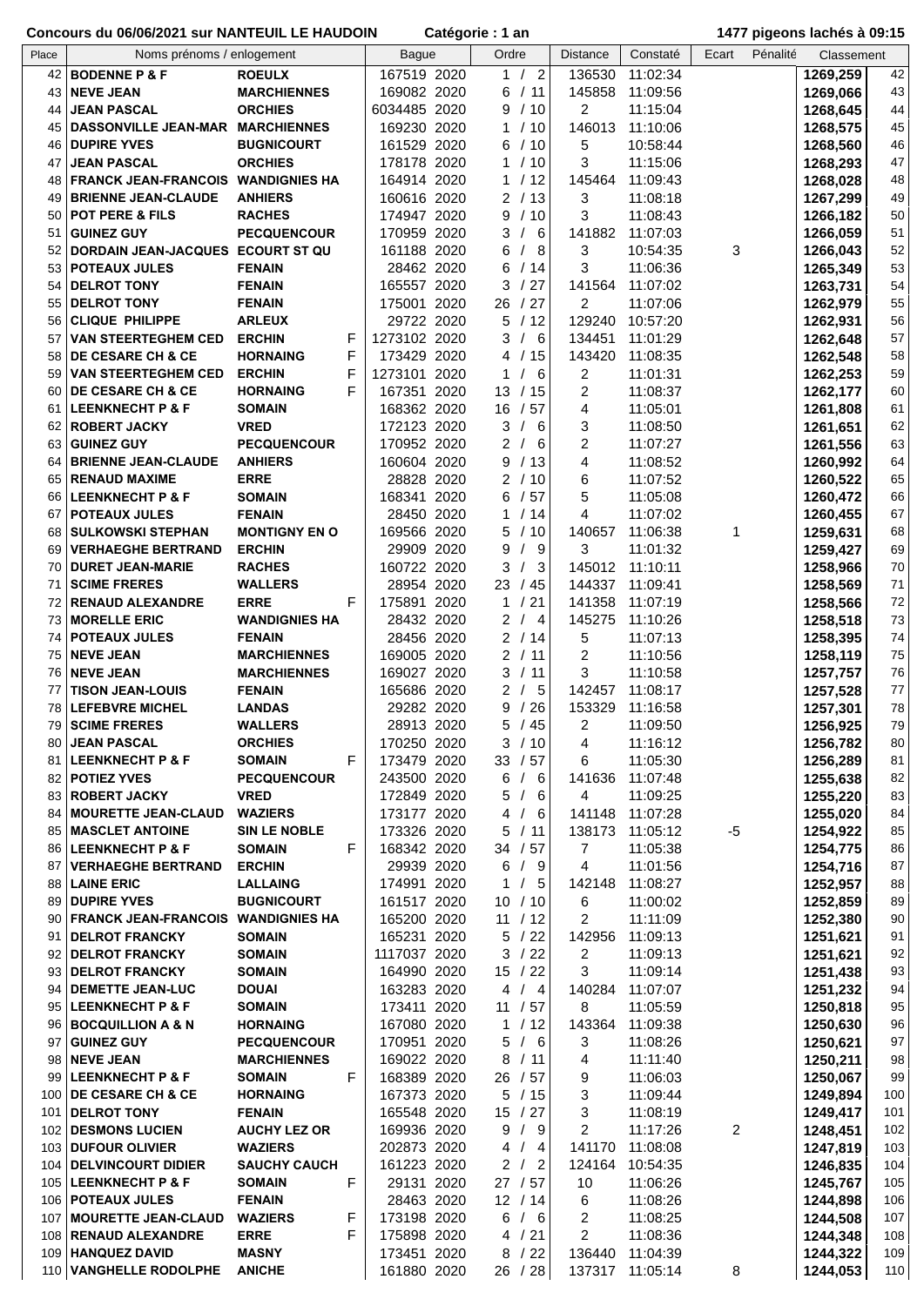**Concours du 06/06/2021 sur NANTEUIL LE HAUDOIN** **Catégorie : 1 an** **1477 pigeons lachés à 09:15**

| Place | Noms prénoms / enlogement | | | Bague | | Ordre | Distance | Constaté | Ecart | Pénalité | Classement | |
|---|---|---|---|---|---|---|---|---|---|---|---|---|
| 42 | **BODENNE P & F** | **ROEULX** | | 167519 | 2020 | 1 / 2 | 136530 | 11:02:34 | | | **1269,259** | 42 |
| 43 | **NEVE JEAN** | **MARCHIENNES** | | 169082 | 2020 | 6 / 11 | 145858 | 11:09:56 | | | **1269,066** | 43 |
| 44 | **JEAN PASCAL** | **ORCHIES** | | 6034485 | 2020 | 9 / 10 | 2 | 11:15:04 | | | **1268,645** | 44 |
| 45 | **DASSONVILLE JEAN-MAR** | **MARCHIENNES** | | 169230 | 2020 | 1 / 10 | 146013 | 11:10:06 | | | **1268,575** | 45 |
| 46 | **DUPIRE YVES** | **BUGNICOURT** | | 161529 | 2020 | 6 / 10 | 5 | 10:58:44 | | | **1268,560** | 46 |
| 47 | **JEAN PASCAL** | **ORCHIES** | | 178178 | 2020 | 1 / 10 | 3 | 11:15:06 | | | **1268,293** | 47 |
| 48 | **FRANCK JEAN-FRANCOIS** | **WANDIGNIES HA** | | 164914 | 2020 | 1 / 12 | 145464 | 11:09:43 | | | **1268,028** | 48 |
| 49 | **BRIENNE JEAN-CLAUDE** | **ANHIERS** | | 160616 | 2020 | 2 / 13 | 3 | 11:08:18 | | | **1267,299** | 49 |
| 50 | **POT PERE & FILS** | **RACHES** | | 174947 | 2020 | 9 / 10 | 3 | 11:08:43 | | | **1266,182** | 50 |
| 51 | **GUINEZ GUY** | **PECQUENCOUR** | | 170959 | 2020 | 3 / 6 | 141882 | 11:07:03 | | | **1266,059** | 51 |
| 52 | **DORDAIN JEAN-JACQUES** | **ECOURT ST QU** | | 161188 | 2020 | 6 / 8 | 3 | 10:54:35 | 3 | | **1266,043** | 52 |
| 53 | **POTEAUX JULES** | **FENAIN** | | 28462 | 2020 | 6 / 14 | 3 | 11:06:36 | | | **1265,349** | 53 |
| 54 | **DELROT TONY** | **FENAIN** | | 165557 | 2020 | 3 / 27 | 141564 | 11:07:02 | | | **1263,731** | 54 |
| 55 | **DELROT TONY** | **FENAIN** | | 175001 | 2020 | 26 / 27 | 2 | 11:07:06 | | | **1262,979** | 55 |
| 56 | **CLIQUE PHILIPPE** | **ARLEUX** | | 29722 | 2020 | 5 / 12 | 129240 | 10:57:20 | | | **1262,931** | 56 |
| 57 | **VAN STEERTEGHEM CED** | **ERCHIN** | F | 1273102 | 2020 | 3 / 6 | 134451 | 11:01:29 | | | **1262,648** | 57 |
| 58 | **DE CESARE CH & CE** | **HORNAING** | F | 173429 | 2020 | 4 / 15 | 143420 | 11:08:35 | | | **1262,548** | 58 |
| 59 | **VAN STEERTEGHEM CED** | **ERCHIN** | F | 1273101 | 2020 | 1 / 6 | 2 | 11:01:31 | | | **1262,253** | 59 |
| 60 | **DE CESARE CH & CE** | **HORNAING** | F | 167351 | 2020 | 13 / 15 | 2 | 11:08:37 | | | **1262,177** | 60 |
| 61 | **LEENKNECHT P & F** | **SOMAIN** | | 168362 | 2020 | 16 / 57 | 4 | 11:05:01 | | | **1261,808** | 61 |
| 62 | **ROBERT JACKY** | **VRED** | | 172123 | 2020 | 3 / 6 | 3 | 11:08:50 | | | **1261,651** | 62 |
| 63 | **GUINEZ GUY** | **PECQUENCOUR** | | 170952 | 2020 | 2 / 6 | 2 | 11:07:27 | | | **1261,556** | 63 |
| 64 | **BRIENNE JEAN-CLAUDE** | **ANHIERS** | | 160604 | 2020 | 9 / 13 | 4 | 11:08:52 | | | **1260,992** | 64 |
| 65 | **RENAUD MAXIME** | **ERRE** | | 28828 | 2020 | 2 / 10 | 6 | 11:07:52 | | | **1260,522** | 65 |
| 66 | **LEENKNECHT P & F** | **SOMAIN** | | 168341 | 2020 | 6 / 57 | 5 | 11:05:08 | | | **1260,472** | 66 |
| 67 | **POTEAUX JULES** | **FENAIN** | | 28450 | 2020 | 1 / 14 | 4 | 11:07:02 | | | **1260,455** | 67 |
| 68 | **SULKOWSKI STEPHAN** | **MONTIGNY EN O** | | 169566 | 2020 | 5 / 10 | 140657 | 11:06:38 | 1 | | **1259,631** | 68 |
| 69 | **VERHAEGHE BERTRAND** | **ERCHIN** | | 29909 | 2020 | 9 / 9 | 3 | 11:01:32 | | | **1259,427** | 69 |
| 70 | **DURET JEAN-MARIE** | **RACHES** | | 160722 | 2020 | 3 / 3 | 145012 | 11:10:11 | | | **1258,966** | 70 |
| 71 | **SCIME FRERES** | **WALLERS** | | 28954 | 2020 | 23 / 45 | 144337 | 11:09:41 | | | **1258,569** | 71 |
| 72 | **RENAUD ALEXANDRE** | **ERRE** | F | 175891 | 2020 | 1 / 21 | 141358 | 11:07:19 | | | **1258,566** | 72 |
| 73 | **MORELLE ERIC** | **WANDIGNIES HA** | | 28432 | 2020 | 2 / 4 | 145275 | 11:10:26 | | | **1258,518** | 73 |
| 74 | **POTEAUX JULES** | **FENAIN** | | 28456 | 2020 | 2 / 14 | 5 | 11:07:13 | | | **1258,395** | 74 |
| 75 | **NEVE JEAN** | **MARCHIENNES** | | 169005 | 2020 | 2 / 11 | 2 | 11:10:56 | | | **1258,119** | 75 |
| 76 | **NEVE JEAN** | **MARCHIENNES** | | 169027 | 2020 | 3 / 11 | 3 | 11:10:58 | | | **1257,757** | 76 |
| 77 | **TISON JEAN-LOUIS** | **FENAIN** | | 165686 | 2020 | 2 / 5 | 142457 | 11:08:17 | | | **1257,528** | 77 |
| 78 | **LEFEBVRE MICHEL** | **LANDAS** | | 29282 | 2020 | 9 / 26 | 153329 | 11:16:58 | | | **1257,301** | 78 |
| 79 | **SCIME FRERES** | **WALLERS** | | 28913 | 2020 | 5 / 45 | 2 | 11:09:50 | | | **1256,925** | 79 |
| 80 | **JEAN PASCAL** | **ORCHIES** | | 170250 | 2020 | 3 / 10 | 4 | 11:16:12 | | | **1256,782** | 80 |
| 81 | **LEENKNECHT P & F** | **SOMAIN** | F | 173479 | 2020 | 33 / 57 | 6 | 11:05:30 | | | **1256,289** | 81 |
| 82 | **POTIEZ YVES** | **PECQUENCOUR** | | 243500 | 2020 | 6 / 6 | 141636 | 11:07:48 | | | **1255,638** | 82 |
| 83 | **ROBERT JACKY** | **VRED** | | 172849 | 2020 | 5 / 6 | 4 | 11:09:25 | | | **1255,220** | 83 |
| 84 | **MOURETTE JEAN-CLAUD** | **WAZIERS** | | 173177 | 2020 | 4 / 6 | 141148 | 11:07:28 | | | **1255,020** | 84 |
| 85 | **MASCLET ANTOINE** | **SIN LE NOBLE** | | 173326 | 2020 | 5 / 11 | 138173 | 11:05:12 | -5 | | **1254,922** | 85 |
| 86 | **LEENKNECHT P & F** | **SOMAIN** | F | 168342 | 2020 | 34 / 57 | 7 | 11:05:38 | | | **1254,775** | 86 |
| 87 | **VERHAEGHE BERTRAND** | **ERCHIN** | | 29939 | 2020 | 6 / 9 | 4 | 11:01:56 | | | **1254,716** | 87 |
| 88 | **LAINE ERIC** | **LALLAING** | | 174991 | 2020 | 1 / 5 | 142148 | 11:08:27 | | | **1252,957** | 88 |
| 89 | **DUPIRE YVES** | **BUGNICOURT** | | 161517 | 2020 | 10 / 10 | 6 | 11:00:02 | | | **1252,859** | 89 |
| 90 | **FRANCK JEAN-FRANCOIS** | **WANDIGNIES HA** | | 165200 | 2020 | 11 / 12 | 2 | 11:11:09 | | | **1252,380** | 90 |
| 91 | **DELROT FRANCKY** | **SOMAIN** | | 165231 | 2020 | 5 / 22 | 142956 | 11:09:13 | | | **1251,621** | 91 |
| 92 | **DELROT FRANCKY** | **SOMAIN** | | 1117037 | 2020 | 3 / 22 | 2 | 11:09:13 | | | **1251,621** | 92 |
| 93 | **DELROT FRANCKY** | **SOMAIN** | | 164990 | 2020 | 15 / 22 | 3 | 11:09:14 | | | **1251,438** | 93 |
| 94 | **DEMETTE JEAN-LUC** | **DOUAI** | | 163283 | 2020 | 4 / 4 | 140284 | 11:07:07 | | | **1251,232** | 94 |
| 95 | **LEENKNECHT P & F** | **SOMAIN** | | 173411 | 2020 | 11 / 57 | 8 | 11:05:59 | | | **1250,818** | 95 |
| 96 | **BOCQUILLION A & N** | **HORNAING** | | 167080 | 2020 | 1 / 12 | 143364 | 11:09:38 | | | **1250,630** | 96 |
| 97 | **GUINEZ GUY** | **PECQUENCOUR** | | 170951 | 2020 | 5 / 6 | 3 | 11:08:26 | | | **1250,621** | 97 |
| 98 | **NEVE JEAN** | **MARCHIENNES** | | 169022 | 2020 | 8 / 11 | 4 | 11:11:40 | | | **1250,211** | 98 |
| 99 | **LEENKNECHT P & F** | **SOMAIN** | F | 168389 | 2020 | 26 / 57 | 9 | 11:06:03 | | | **1250,067** | 99 |
| 100 | **DE CESARE CH & CE** | **HORNAING** | | 167373 | 2020 | 5 / 15 | 3 | 11:09:44 | | | **1249,894** | 100 |
| 101 | **DELROT TONY** | **FENAIN** | | 165548 | 2020 | 15 / 27 | 3 | 11:08:19 | | | **1249,417** | 101 |
| 102 | **DESMONS LUCIEN** | **AUCHY LEZ OR** | | 169936 | 2020 | 9 / 9 | 2 | 11:17:26 | 2 | | **1248,451** | 102 |
| 103 | **DUFOUR OLIVIER** | **WAZIERS** | | 202873 | 2020 | 4 / 4 | 141170 | 11:08:08 | | | **1247,819** | 103 |
| 104 | **DELVINCOURT DIDIER** | **SAUCHY CAUCH** | | 161223 | 2020 | 2 / 2 | 124164 | 10:54:35 | | | **1246,835** | 104 |
| 105 | **LEENKNECHT P & F** | **SOMAIN** | F | 29131 | 2020 | 27 / 57 | 10 | 11:06:26 | | | **1245,767** | 105 |
| 106 | **POTEAUX JULES** | **FENAIN** | | 28463 | 2020 | 12 / 14 | 6 | 11:08:26 | | | **1244,898** | 106 |
| 107 | **MOURETTE JEAN-CLAUD** | **WAZIERS** | F | 173198 | 2020 | 6 / 6 | 2 | 11:08:25 | | | **1244,508** | 107 |
| 108 | **RENAUD ALEXANDRE** | **ERRE** | F | 175898 | 2020 | 4 / 21 | 2 | 11:08:36 | | | **1244,348** | 108 |
| 109 | **HANQUEZ DAVID** | **MASNY** | | 173451 | 2020 | 8 / 22 | 136440 | 11:04:39 | | | **1244,322** | 109 |
| 110 | **VANGHELLE RODOLPHE** | **ANICHE** | | 161880 | 2020 | 26 / 28 | 137317 | 11:05:14 | 8 | | **1244,053** | 110 |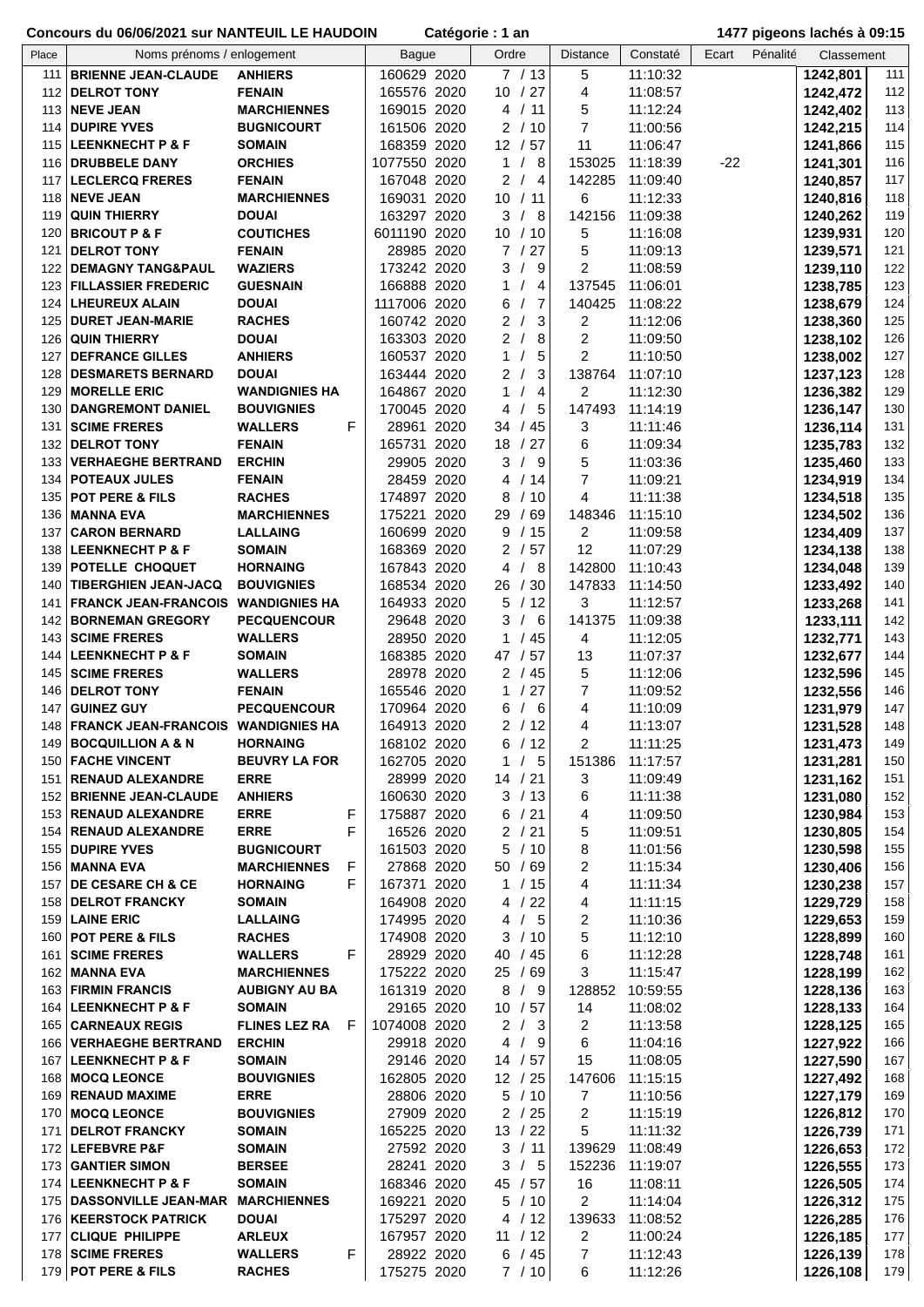**Concours du 06/06/2021 sur NANTEUIL LE HAUDOIN** **Catégorie : 1 an** **1477 pigeons lachés à 09:15**

| Place | Noms prénoms / enlogement | | | Bague | | Ordre | Distance | Constaté | Ecart | Pénalité | Classement | |
|---|---|---|---|---|---|---|---|---|---|---|---|---|
| 111 | **BRIENNE JEAN-CLAUDE** | **ANHIERS** | | 160629 | 2020 | 7 / 13 | 5 | 11:10:32 | | | **1242,801** | 111 |
| 112 | **DELROT TONY** | **FENAIN** | | 165576 | 2020 | 10 / 27 | 4 | 11:08:57 | | | **1242,472** | 112 |
| 113 | **NEVE JEAN** | **MARCHIENNES** | | 169015 | 2020 | 4 / 11 | 5 | 11:12:24 | | | **1242,402** | 113 |
| 114 | **DUPIRE YVES** | **BUGNICOURT** | | 161506 | 2020 | 2 / 10 | 7 | 11:00:56 | | | **1242,215** | 114 |
| 115 | **LEENKNECHT P & F** | **SOMAIN** | | 168359 | 2020 | 12 / 57 | 11 | 11:06:47 | | | **1241,866** | 115 |
| 116 | **DRUBBELE DANY** | **ORCHIES** | | 1077550 | 2020 | 1 / 8 | 153025 | 11:18:39 | -22 | | **1241,301** | 116 |
| 117 | **LECLERCQ FRERES** | **FENAIN** | | 167048 | 2020 | 2 / 4 | 142285 | 11:09:40 | | | **1240,857** | 117 |
| 118 | **NEVE JEAN** | **MARCHIENNES** | | 169031 | 2020 | 10 / 11 | 6 | 11:12:33 | | | **1240,816** | 118 |
| 119 | **QUIN THIERRY** | **DOUAI** | | 163297 | 2020 | 3 / 8 | 142156 | 11:09:38 | | | **1240,262** | 119 |
| 120 | **BRICOUT P & F** | **COUTICHES** | | 6011190 | 2020 | 10 / 10 | 5 | 11:16:08 | | | **1239,931** | 120 |
| 121 | **DELROT TONY** | **FENAIN** | | 28985 | 2020 | 7 / 27 | 5 | 11:09:13 | | | **1239,571** | 121 |
| 122 | **DEMAGNY TANG&PAUL** | **WAZIERS** | | 173242 | 2020 | 3 / 9 | 2 | 11:08:59 | | | **1239,110** | 122 |
| 123 | **FILLASSIER FREDERIC** | **GUESNAIN** | | 166888 | 2020 | 1 / 4 | 137545 | 11:06:01 | | | **1238,785** | 123 |
| 124 | **LHEUREUX ALAIN** | **DOUAI** | | 1117006 | 2020 | 6 / 7 | 140425 | 11:08:22 | | | **1238,679** | 124 |
| 125 | **DURET JEAN-MARIE** | **RACHES** | | 160742 | 2020 | 2 / 3 | 2 | 11:12:06 | | | **1238,360** | 125 |
| 126 | **QUIN THIERRY** | **DOUAI** | | 163303 | 2020 | 2 / 8 | 2 | 11:09:50 | | | **1238,102** | 126 |
| 127 | **DEFRANCE GILLES** | **ANHIERS** | | 160537 | 2020 | 1 / 5 | 2 | 11:10:50 | | | **1238,002** | 127 |
| 128 | **DESMARETS BERNARD** | **DOUAI** | | 163444 | 2020 | 2 / 3 | 138764 | 11:07:10 | | | **1237,123** | 128 |
| 129 | **MORELLE ERIC** | **WANDIGNIES HA** | | 164867 | 2020 | 1 / 4 | 2 | 11:12:30 | | | **1236,382** | 129 |
| 130 | **DANGREMONT DANIEL** | **BOUVIGNIES** | | 170045 | 2020 | 4 / 5 | 147493 | 11:14:19 | | | **1236,147** | 130 |
| 131 | **SCIME FRERES** | **WALLERS** | F | 28961 | 2020 | 34 / 45 | 3 | 11:11:46 | | | **1236,114** | 131 |
| 132 | **DELROT TONY** | **FENAIN** | | 165731 | 2020 | 18 / 27 | 6 | 11:09:34 | | | **1235,783** | 132 |
| 133 | **VERHAEGHE BERTRAND** | **ERCHIN** | | 29905 | 2020 | 3 / 9 | 5 | 11:03:36 | | | **1235,460** | 133 |
| 134 | **POTEAUX JULES** | **FENAIN** | | 28459 | 2020 | 4 / 14 | 7 | 11:09:21 | | | **1234,919** | 134 |
| 135 | **POT PERE & FILS** | **RACHES** | | 174897 | 2020 | 8 / 10 | 4 | 11:11:38 | | | **1234,518** | 135 |
| 136 | **MANNA EVA** | **MARCHIENNES** | | 175221 | 2020 | 29 / 69 | 148346 | 11:15:10 | | | **1234,502** | 136 |
| 137 | **CARON BERNARD** | **LALLAING** | | 160699 | 2020 | 9 / 15 | 2 | 11:09:58 | | | **1234,409** | 137 |
| 138 | **LEENKNECHT P & F** | **SOMAIN** | | 168369 | 2020 | 2 / 57 | 12 | 11:07:29 | | | **1234,138** | 138 |
| 139 | **POTELLE CHOQUET** | **HORNAING** | | 167843 | 2020 | 4 / 8 | 142800 | 11:10:43 | | | **1234,048** | 139 |
| 140 | **TIBERGHIEN JEAN-JACQ** | **BOUVIGNIES** | | 168534 | 2020 | 26 / 30 | 147833 | 11:14:50 | | | **1233,492** | 140 |
| 141 | **FRANCK JEAN-FRANCOIS** | **WANDIGNIES HA** | | 164933 | 2020 | 5 / 12 | 3 | 11:12:57 | | | **1233,268** | 141 |
| 142 | **BORNEMAN GREGORY** | **PECQUENCOUR** | | 29648 | 2020 | 3 / 6 | 141375 | 11:09:38 | | | **1233,111** | 142 |
| 143 | **SCIME FRERES** | **WALLERS** | | 28950 | 2020 | 1 / 45 | 4 | 11:12:05 | | | **1232,771** | 143 |
| 144 | **LEENKNECHT P & F** | **SOMAIN** | | 168385 | 2020 | 47 / 57 | 13 | 11:07:37 | | | **1232,677** | 144 |
| 145 | **SCIME FRERES** | **WALLERS** | | 28978 | 2020 | 2 / 45 | 5 | 11:12:06 | | | **1232,596** | 145 |
| 146 | **DELROT TONY** | **FENAIN** | | 165546 | 2020 | 1 / 27 | 7 | 11:09:52 | | | **1232,556** | 146 |
| 147 | **GUINEZ GUY** | **PECQUENCOUR** | | 170964 | 2020 | 6 / 6 | 4 | 11:10:09 | | | **1231,979** | 147 |
| 148 | **FRANCK JEAN-FRANCOIS** | **WANDIGNIES HA** | | 164913 | 2020 | 2 / 12 | 4 | 11:13:07 | | | **1231,528** | 148 |
| 149 | **BOCQUILLION A & N** | **HORNAING** | | 168102 | 2020 | 6 / 12 | 2 | 11:11:25 | | | **1231,473** | 149 |
| 150 | **FACHE VINCENT** | **BEUVRY LA FOR** | | 162705 | 2020 | 1 / 5 | 151386 | 11:17:57 | | | **1231,281** | 150 |
| 151 | **RENAUD ALEXANDRE** | **ERRE** | | 28999 | 2020 | 14 / 21 | 3 | 11:09:49 | | | **1231,162** | 151 |
| 152 | **BRIENNE JEAN-CLAUDE** | **ANHIERS** | | 160630 | 2020 | 3 / 13 | 6 | 11:11:38 | | | **1231,080** | 152 |
| 153 | **RENAUD ALEXANDRE** | **ERRE** | F | 175887 | 2020 | 6 / 21 | 4 | 11:09:50 | | | **1230,984** | 153 |
| 154 | **RENAUD ALEXANDRE** | **ERRE** | F | 16526 | 2020 | 2 / 21 | 5 | 11:09:51 | | | **1230,805** | 154 |
| 155 | **DUPIRE YVES** | **BUGNICOURT** | | 161503 | 2020 | 5 / 10 | 8 | 11:01:56 | | | **1230,598** | 155 |
| 156 | **MANNA EVA** | **MARCHIENNES** | F | 27868 | 2020 | 50 / 69 | 2 | 11:15:34 | | | **1230,406** | 156 |
| 157 | **DE CESARE CH & CE** | **HORNAING** | F | 167371 | 2020 | 1 / 15 | 4 | 11:11:34 | | | **1230,238** | 157 |
| 158 | **DELROT FRANCKY** | **SOMAIN** | | 164908 | 2020 | 4 / 22 | 4 | 11:11:15 | | | **1229,729** | 158 |
| 159 | **LAINE ERIC** | **LALLAING** | | 174995 | 2020 | 4 / 5 | 2 | 11:10:36 | | | **1229,653** | 159 |
| 160 | **POT PERE & FILS** | **RACHES** | | 174908 | 2020 | 3 / 10 | 5 | 11:12:10 | | | **1228,899** | 160 |
| 161 | **SCIME FRERES** | **WALLERS** | F | 28929 | 2020 | 40 / 45 | 6 | 11:12:28 | | | **1228,748** | 161 |
| 162 | **MANNA EVA** | **MARCHIENNES** | | 175222 | 2020 | 25 / 69 | 3 | 11:15:47 | | | **1228,199** | 162 |
| 163 | **FIRMIN FRANCIS** | **AUBIGNY AU BA** | | 161319 | 2020 | 8 / 9 | 128852 | 10:59:55 | | | **1228,136** | 163 |
| 164 | **LEENKNECHT P & F** | **SOMAIN** | | 29165 | 2020 | 10 / 57 | 14 | 11:08:02 | | | **1228,133** | 164 |
| 165 | **CARNEAUX REGIS** | **FLINES LEZ RA** | F | 1074008 | 2020 | 2 / 3 | 2 | 11:13:58 | | | **1228,125** | 165 |
| 166 | **VERHAEGHE BERTRAND** | **ERCHIN** | | 29918 | 2020 | 4 / 9 | 6 | 11:04:16 | | | **1227,922** | 166 |
| 167 | **LEENKNECHT P & F** | **SOMAIN** | | 29146 | 2020 | 14 / 57 | 15 | 11:08:05 | | | **1227,590** | 167 |
| 168 | **MOCQ LEONCE** | **BOUVIGNIES** | | 162805 | 2020 | 12 / 25 | 147606 | 11:15:15 | | | **1227,492** | 168 |
| 169 | **RENAUD MAXIME** | **ERRE** | | 28806 | 2020 | 5 / 10 | 7 | 11:10:56 | | | **1227,179** | 169 |
| 170 | **MOCQ LEONCE** | **BOUVIGNIES** | | 27909 | 2020 | 2 / 25 | 2 | 11:15:19 | | | **1226,812** | 170 |
| 171 | **DELROT FRANCKY** | **SOMAIN** | | 165225 | 2020 | 13 / 22 | 5 | 11:11:32 | | | **1226,739** | 171 |
| 172 | **LEFEBVRE P&F** | **SOMAIN** | | 27592 | 2020 | 3 / 11 | 139629 | 11:08:49 | | | **1226,653** | 172 |
| 173 | **GANTIER SIMON** | **BERSEE** | | 28241 | 2020 | 3 / 5 | 152236 | 11:19:07 | | | **1226,555** | 173 |
| 174 | **LEENKNECHT P & F** | **SOMAIN** | | 168346 | 2020 | 45 / 57 | 16 | 11:08:11 | | | **1226,505** | 174 |
| 175 | **DASSONVILLE JEAN-MAR** | **MARCHIENNES** | | 169221 | 2020 | 5 / 10 | 2 | 11:14:04 | | | **1226,312** | 175 |
| 176 | **KEERSTOCK PATRICK** | **DOUAI** | | 175297 | 2020 | 4 / 12 | 139633 | 11:08:52 | | | **1226,285** | 176 |
| 177 | **CLIQUE PHILIPPE** | **ARLEUX** | | 167957 | 2020 | 11 / 12 | 2 | 11:00:24 | | | **1226,185** | 177 |
| 178 | **SCIME FRERES** | **WALLERS** | F | 28922 | 2020 | 6 / 45 | 7 | 11:12:43 | | | **1226,139** | 178 |
| 179 | **POT PERE & FILS** | **RACHES** | | 175275 | 2020 | 7 / 10 | 6 | 11:12:26 | | | **1226,108** | 179 |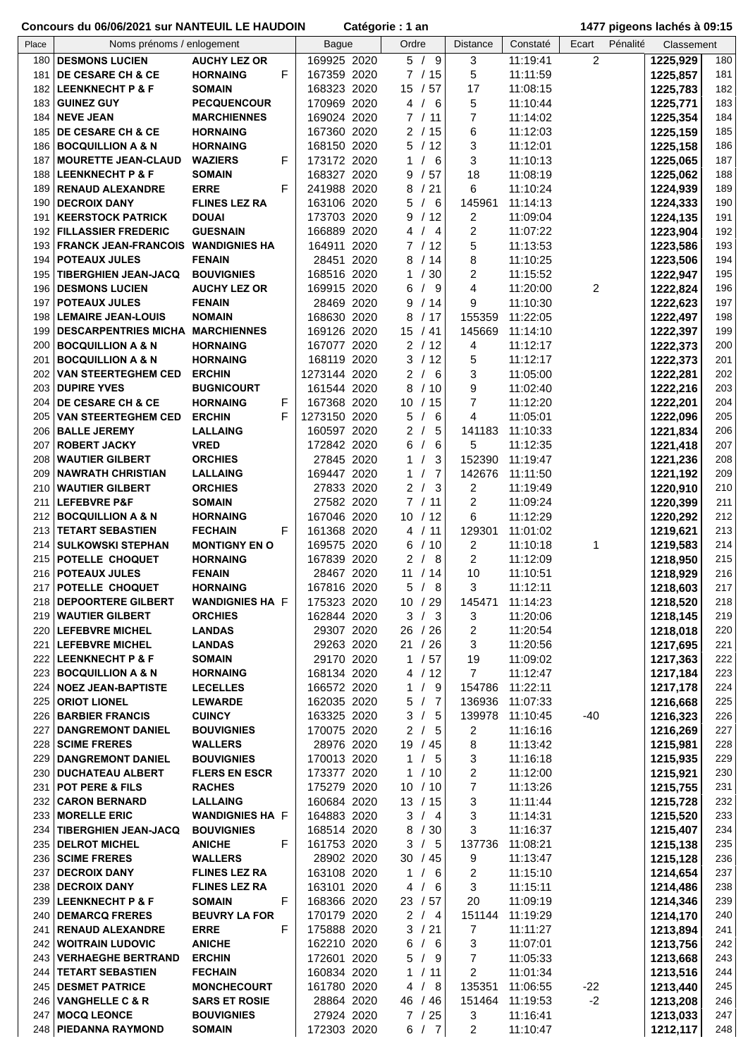**Concours du 06/06/2021 sur NANTEUIL LE HAUDOIN** **Catégorie : 1 an** **1477 pigeons lachés à 09:15**

| Place | Noms prénoms / enlogement | | | Bague | | Ordre | Distance | Constaté | Ecart | Pénalité | Classement | |
|---|---|---|---|---|---|---|---|---|---|---|---|---|
| 180 | DESMONS LUCIEN | AUCHY LEZ OR | | 169925 | 2020 | 5 / 9 | 3 | 11:19:41 | 2 | | 1225,929 | 180 |
| 181 | DE CESARE CH & CE | HORNAING | F | 167359 | 2020 | 7 / 15 | 5 | 11:11:59 | | | 1225,857 | 181 |
| 182 | LEENKNECHT P & F | SOMAIN | | 168323 | 2020 | 15 / 57 | 17 | 11:08:15 | | | 1225,783 | 182 |
| 183 | GUINEZ GUY | PECQUENCOUR | | 170969 | 2020 | 4 / 6 | 5 | 11:10:44 | | | 1225,771 | 183 |
| 184 | NEVE JEAN | MARCHIENNES | | 169024 | 2020 | 7 / 11 | 7 | 11:14:02 | | | 1225,354 | 184 |
| 185 | DE CESARE CH & CE | HORNAING | | 167360 | 2020 | 2 / 15 | 6 | 11:12:03 | | | 1225,159 | 185 |
| 186 | BOCQUILLION A & N | HORNAING | | 168150 | 2020 | 5 / 12 | 3 | 11:12:01 | | | 1225,158 | 186 |
| 187 | MOURETTE JEAN-CLAUD | WAZIERS | F | 173172 | 2020 | 1 / 6 | 3 | 11:10:13 | | | 1225,065 | 187 |
| 188 | LEENKNECHT P & F | SOMAIN | | 168327 | 2020 | 9 / 57 | 18 | 11:08:19 | | | 1225,062 | 188 |
| 189 | RENAUD ALEXANDRE | ERRE | F | 241988 | 2020 | 8 / 21 | 6 | 11:10:24 | | | 1224,939 | 189 |
| 190 | DECROIX DANY | FLINES LEZ RA | | 163106 | 2020 | 5 / 6 | 145961 | 11:14:13 | | | 1224,333 | 190 |
| 191 | KEERSTOCK PATRICK | DOUAI | | 173703 | 2020 | 9 / 12 | 2 | 11:09:04 | | | 1224,135 | 191 |
| 192 | FILLASSIER FREDERIC | GUESNAIN | | 166889 | 2020 | 4 / 4 | 2 | 11:07:22 | | | 1223,904 | 192 |
| 193 | FRANCK JEAN-FRANCOIS | WANDIGNIES HA | | 164911 | 2020 | 7 / 12 | 5 | 11:13:53 | | | 1223,586 | 193 |
| 194 | POTEAUX JULES | FENAIN | | 28451 | 2020 | 8 / 14 | 8 | 11:10:25 | | | 1223,506 | 194 |
| 195 | TIBERGHIEN JEAN-JACQ | BOUVIGNIES | | 168516 | 2020 | 1 / 30 | 2 | 11:15:52 | | | 1222,947 | 195 |
| 196 | DESMONS LUCIEN | AUCHY LEZ OR | | 169915 | 2020 | 6 / 9 | 4 | 11:20:00 | 2 | | 1222,824 | 196 |
| 197 | POTEAUX JULES | FENAIN | | 28469 | 2020 | 9 / 14 | 9 | 11:10:30 | | | 1222,623 | 197 |
| 198 | LEMAIRE JEAN-LOUIS | NOMAIN | | 168630 | 2020 | 8 / 17 | 155359 | 11:22:05 | | | 1222,497 | 198 |
| 199 | DESCARPENTRIES MICHA | MARCHIENNES | | 169126 | 2020 | 15 / 41 | 145669 | 11:14:10 | | | 1222,397 | 199 |
| 200 | BOCQUILLION A & N | HORNAING | | 167077 | 2020 | 2 / 12 | 4 | 11:12:17 | | | 1222,373 | 200 |
| 201 | BOCQUILLION A & N | HORNAING | | 168119 | 2020 | 3 / 12 | 5 | 11:12:17 | | | 1222,373 | 201 |
| 202 | VAN STEERTEGHEM CED | ERCHIN | | 1273144 | 2020 | 2 / 6 | 3 | 11:05:00 | | | 1222,281 | 202 |
| 203 | DUPIRE YVES | BUGNICOURT | | 161544 | 2020 | 8 / 10 | 9 | 11:02:40 | | | 1222,216 | 203 |
| 204 | DE CESARE CH & CE | HORNAING | F | 167368 | 2020 | 10 / 15 | 7 | 11:12:20 | | | 1222,201 | 204 |
| 205 | VAN STEERTEGHEM CED | ERCHIN | F | 1273150 | 2020 | 5 / 6 | 4 | 11:05:01 | | | 1222,096 | 205 |
| 206 | BALLE JEREMY | LALLAING | | 160597 | 2020 | 2 / 5 | 141183 | 11:10:33 | | | 1221,834 | 206 |
| 207 | ROBERT JACKY | VRED | | 172842 | 2020 | 6 / 6 | 5 | 11:12:35 | | | 1221,418 | 207 |
| 208 | WAUTIER GILBERT | ORCHIES | | 27845 | 2020 | 1 / 3 | 152390 | 11:19:47 | | | 1221,236 | 208 |
| 209 | NAWRATH CHRISTIAN | LALLAING | | 169447 | 2020 | 1 / 7 | 142676 | 11:11:50 | | | 1221,192 | 209 |
| 210 | WAUTIER GILBERT | ORCHIES | | 27833 | 2020 | 2 / 3 | 2 | 11:19:49 | | | 1220,910 | 210 |
| 211 | LEFEBVRE P&F | SOMAIN | | 27582 | 2020 | 7 / 11 | 2 | 11:09:24 | | | 1220,399 | 211 |
| 212 | BOCQUILLION A & N | HORNAING | | 167046 | 2020 | 10 / 12 | 6 | 11:12:29 | | | 1220,292 | 212 |
| 213 | TETART SEBASTIEN | FECHAIN | F | 161368 | 2020 | 4 / 11 | 129301 | 11:01:02 | | | 1219,621 | 213 |
| 214 | SULKOWSKI STEPHAN | MONTIGNY EN O | | 169575 | 2020 | 6 / 10 | 2 | 11:10:18 | 1 | | 1219,583 | 214 |
| 215 | POTELLE CHOQUET | HORNAING | | 167839 | 2020 | 2 / 8 | 2 | 11:12:09 | | | 1218,950 | 215 |
| 216 | POTEAUX JULES | FENAIN | | 28467 | 2020 | 11 / 14 | 10 | 11:10:51 | | | 1218,929 | 216 |
| 217 | POTELLE CHOQUET | HORNAING | | 167816 | 2020 | 5 / 8 | 3 | 11:12:11 | | | 1218,603 | 217 |
| 218 | DEPOORTERE GILBERT | WANDIGNIES HA | F | 175323 | 2020 | 10 / 29 | 145471 | 11:14:23 | | | 1218,520 | 218 |
| 219 | WAUTIER GILBERT | ORCHIES | | 162844 | 2020 | 3 / 3 | 3 | 11:20:06 | | | 1218,145 | 219 |
| 220 | LEFEBVRE MICHEL | LANDAS | | 29307 | 2020 | 26 / 26 | 2 | 11:20:54 | | | 1218,018 | 220 |
| 221 | LEFEBVRE MICHEL | LANDAS | | 29263 | 2020 | 21 / 26 | 3 | 11:20:56 | | | 1217,695 | 221 |
| 222 | LEENKNECHT P & F | SOMAIN | | 29170 | 2020 | 1 / 57 | 19 | 11:09:02 | | | 1217,363 | 222 |
| 223 | BOCQUILLION A & N | HORNAING | | 168134 | 2020 | 4 / 12 | 7 | 11:12:47 | | | 1217,184 | 223 |
| 224 | NOEZ JEAN-BAPTISTE | LECELLES | | 166572 | 2020 | 1 / 9 | 154786 | 11:22:11 | | | 1217,178 | 224 |
| 225 | ORIOT LIONEL | LEWARDE | | 162035 | 2020 | 5 / 7 | 136936 | 11:07:33 | | | 1216,668 | 225 |
| 226 | BARBIER FRANCIS | CUINCY | | 163325 | 2020 | 3 / 5 | 139978 | 11:10:45 | -40 | | 1216,323 | 226 |
| 227 | DANGREMONT DANIEL | BOUVIGNIES | | 170075 | 2020 | 2 / 5 | 2 | 11:16:16 | | | 1216,269 | 227 |
| 228 | SCIME FRERES | WALLERS | | 28976 | 2020 | 19 / 45 | 8 | 11:13:42 | | | 1215,981 | 228 |
| 229 | DANGREMONT DANIEL | BOUVIGNIES | | 170013 | 2020 | 1 / 5 | 3 | 11:16:18 | | | 1215,935 | 229 |
| 230 | DUCHATEAU ALBERT | FLERS EN ESCR | | 173377 | 2020 | 1 / 10 | 2 | 11:12:00 | | | 1215,921 | 230 |
| 231 | POT PERE & FILS | RACHES | | 175279 | 2020 | 10 / 10 | 7 | 11:13:26 | | | 1215,755 | 231 |
| 232 | CARON BERNARD | LALLAING | | 160684 | 2020 | 13 / 15 | 3 | 11:11:44 | | | 1215,728 | 232 |
| 233 | MORELLE ERIC | WANDIGNIES HA | F | 164883 | 2020 | 3 / 4 | 3 | 11:14:31 | | | 1215,520 | 233 |
| 234 | TIBERGHIEN JEAN-JACQ | BOUVIGNIES | | 168514 | 2020 | 8 / 30 | 3 | 11:16:37 | | | 1215,407 | 234 |
| 235 | DELROT MICHEL | ANICHE | F | 161753 | 2020 | 3 / 5 | 137736 | 11:08:21 | | | 1215,138 | 235 |
| 236 | SCIME FRERES | WALLERS | | 28902 | 2020 | 30 / 45 | 9 | 11:13:47 | | | 1215,128 | 236 |
| 237 | DECROIX DANY | FLINES LEZ RA | | 163108 | 2020 | 1 / 6 | 2 | 11:15:10 | | | 1214,654 | 237 |
| 238 | DECROIX DANY | FLINES LEZ RA | | 163101 | 2020 | 4 / 6 | 3 | 11:15:11 | | | 1214,486 | 238 |
| 239 | LEENKNECHT P & F | SOMAIN | F | 168366 | 2020 | 23 / 57 | 20 | 11:09:19 | | | 1214,346 | 239 |
| 240 | DEMARCQ FRERES | BEUVRY LA FOR | | 170179 | 2020 | 2 / 4 | 151144 | 11:19:29 | | | 1214,170 | 240 |
| 241 | RENAUD ALEXANDRE | ERRE | F | 175888 | 2020 | 3 / 21 | 7 | 11:11:27 | | | 1213,894 | 241 |
| 242 | WOITRAIN LUDOVIC | ANICHE | | 162210 | 2020 | 6 / 6 | 3 | 11:07:01 | | | 1213,756 | 242 |
| 243 | VERHAEGHE BERTRAND | ERCHIN | | 172601 | 2020 | 5 / 9 | 7 | 11:05:33 | | | 1213,668 | 243 |
| 244 | TETART SEBASTIEN | FECHAIN | | 160834 | 2020 | 1 / 11 | 2 | 11:01:34 | | | 1213,516 | 244 |
| 245 | DESMET PATRICE | MONCHECOURT | | 161780 | 2020 | 4 / 8 | 135351 | 11:06:55 | -22 | | 1213,440 | 245 |
| 246 | VANGHELLE C & R | SARS ET ROSIE | | 28864 | 2020 | 46 / 46 | 151464 | 11:19:53 | -2 | | 1213,208 | 246 |
| 247 | MOCQ LEONCE | BOUVIGNIES | | 27924 | 2020 | 7 / 25 | 3 | 11:16:41 | | | 1213,033 | 247 |
| 248 | PIEDANNA RAYMOND | SOMAIN | | 172303 | 2020 | 6 / 7 | 2 | 11:10:47 | | | 1212,117 | 248 |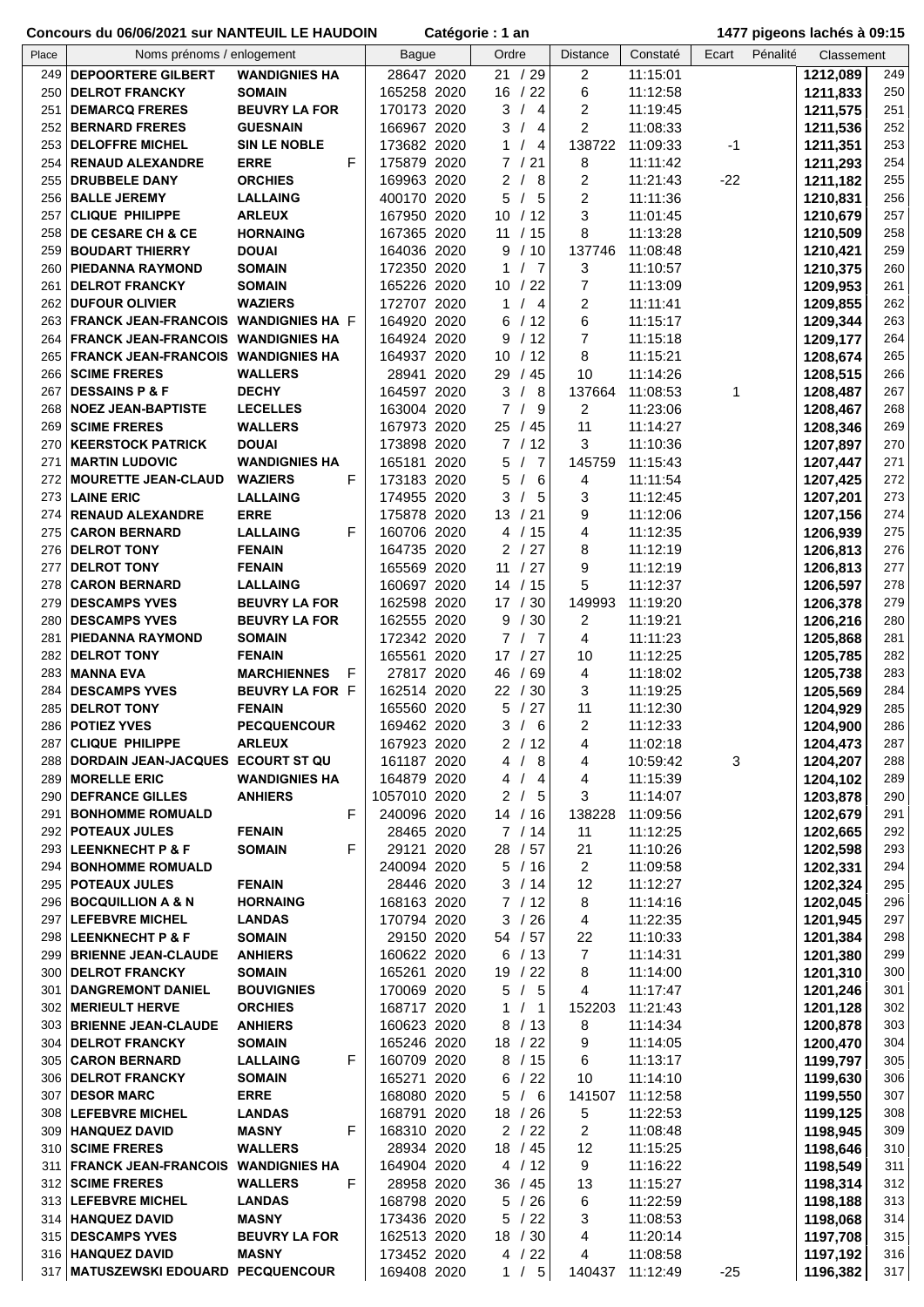**Concours du 06/06/2021 sur NANTEUIL LE HAUDOIN** **Catégorie : 1 an** **1477 pigeons lachés à 09:15**

| Place | Noms prénoms / enlogement | | | Bague | | Ordre | Distance | Constaté | Ecart | Pénalité | Classement | |
|---|---|---|---|---|---|---|---|---|---|---|---|---|
| 249 | DEPOORTERE GILBERT | WANDIGNIES HA | | 28647 | 2020 | 21 / 29 | 2 | 11:15:01 | | | 1212,089 | 249 |
| 250 | DELROT FRANCKY | SOMAIN | | 165258 | 2020 | 16 / 22 | 6 | 11:12:58 | | | 1211,833 | 250 |
| 251 | DEMARCQ FRERES | BEUVRY LA FOR | | 170173 | 2020 | 3 / 4 | 2 | 11:19:45 | | | 1211,575 | 251 |
| 252 | BERNARD FRERES | GUESNAIN | | 166967 | 2020 | 3 / 4 | 2 | 11:08:33 | | | 1211,536 | 252 |
| 253 | DELOFFRE MICHEL | SIN LE NOBLE | | 173682 | 2020 | 1 / 4 | 138722 | 11:09:33 | -1 | | 1211,351 | 253 |
| 254 | RENAUD ALEXANDRE | ERRE | F | 175879 | 2020 | 7 / 21 | 8 | 11:11:42 | | | 1211,293 | 254 |
| 255 | DRUBBELE DANY | ORCHIES | | 169963 | 2020 | 2 / 8 | 2 | 11:21:43 | -22 | | 1211,182 | 255 |
| 256 | BALLE JEREMY | LALLAING | | 400170 | 2020 | 5 / 5 | 2 | 11:11:36 | | | 1210,831 | 256 |
| 257 | CLIQUE PHILIPPE | ARLEUX | | 167950 | 2020 | 10 / 12 | 3 | 11:01:45 | | | 1210,679 | 257 |
| 258 | DE CESARE CH & CE | HORNAING | | 167365 | 2020 | 11 / 15 | 8 | 11:13:28 | | | 1210,509 | 258 |
| 259 | BOUDART THIERRY | DOUAI | | 164036 | 2020 | 9 / 10 | 137746 | 11:08:48 | | | 1210,421 | 259 |
| 260 | PIEDANNA RAYMOND | SOMAIN | | 172350 | 2020 | 1 / 7 | 3 | 11:10:57 | | | 1210,375 | 260 |
| 261 | DELROT FRANCKY | SOMAIN | | 165226 | 2020 | 10 / 22 | 7 | 11:13:09 | | | 1209,953 | 261 |
| 262 | DUFOUR OLIVIER | WAZIERS | | 172707 | 2020 | 1 / 4 | 2 | 11:11:41 | | | 1209,855 | 262 |
| 263 | FRANCK JEAN-FRANCOIS | WANDIGNIES HA | F | 164920 | 2020 | 6 / 12 | 6 | 11:15:17 | | | 1209,344 | 263 |
| 264 | FRANCK JEAN-FRANCOIS | WANDIGNIES HA | | 164924 | 2020 | 9 / 12 | 7 | 11:15:18 | | | 1209,177 | 264 |
| 265 | FRANCK JEAN-FRANCOIS | WANDIGNIES HA | | 164937 | 2020 | 10 / 12 | 8 | 11:15:21 | | | 1208,674 | 265 |
| 266 | SCIME FRERES | WALLERS | | 28941 | 2020 | 29 / 45 | 10 | 11:14:26 | | | 1208,515 | 266 |
| 267 | DESSAINS P & F | DECHY | | 164597 | 2020 | 3 / 8 | 137664 | 11:08:53 | 1 | | 1208,487 | 267 |
| 268 | NOEZ JEAN-BAPTISTE | LECELLES | | 163004 | 2020 | 7 / 9 | 2 | 11:23:06 | | | 1208,467 | 268 |
| 269 | SCIME FRERES | WALLERS | | 167973 | 2020 | 25 / 45 | 11 | 11:14:27 | | | 1208,346 | 269 |
| 270 | KEERSTOCK PATRICK | DOUAI | | 173898 | 2020 | 7 / 12 | 3 | 11:10:36 | | | 1207,897 | 270 |
| 271 | MARTIN LUDOVIC | WANDIGNIES HA | | 165181 | 2020 | 5 / 7 | 145759 | 11:15:43 | | | 1207,447 | 271 |
| 272 | MOURETTE JEAN-CLAUD | WAZIERS | F | 173183 | 2020 | 5 / 6 | 4 | 11:11:54 | | | 1207,425 | 272 |
| 273 | LAINE ERIC | LALLAING | | 174955 | 2020 | 3 / 5 | 3 | 11:12:45 | | | 1207,201 | 273 |
| 274 | RENAUD ALEXANDRE | ERRE | | 175878 | 2020 | 13 / 21 | 9 | 11:12:06 | | | 1207,156 | 274 |
| 275 | CARON BERNARD | LALLAING | F | 160706 | 2020 | 4 / 15 | 4 | 11:12:35 | | | 1206,939 | 275 |
| 276 | DELROT TONY | FENAIN | | 164735 | 2020 | 2 / 27 | 8 | 11:12:19 | | | 1206,813 | 276 |
| 277 | DELROT TONY | FENAIN | | 165569 | 2020 | 11 / 27 | 9 | 11:12:19 | | | 1206,813 | 277 |
| 278 | CARON BERNARD | LALLAING | | 160697 | 2020 | 14 / 15 | 5 | 11:12:37 | | | 1206,597 | 278 |
| 279 | DESCAMPS YVES | BEUVRY LA FOR | | 162598 | 2020 | 17 / 30 | 149993 | 11:19:20 | | | 1206,378 | 279 |
| 280 | DESCAMPS YVES | BEUVRY LA FOR | | 162555 | 2020 | 9 / 30 | 2 | 11:19:21 | | | 1206,216 | 280 |
| 281 | PIEDANNA RAYMOND | SOMAIN | | 172342 | 2020 | 7 / 7 | 4 | 11:11:23 | | | 1205,868 | 281 |
| 282 | DELROT TONY | FENAIN | | 165561 | 2020 | 17 / 27 | 10 | 11:12:25 | | | 1205,785 | 282 |
| 283 | MANNA EVA | MARCHIENNES | F | 27817 | 2020 | 46 / 69 | 4 | 11:18:02 | | | 1205,738 | 283 |
| 284 | DESCAMPS YVES | BEUVRY LA FOR | F | 162514 | 2020 | 22 / 30 | 3 | 11:19:25 | | | 1205,569 | 284 |
| 285 | DELROT TONY | FENAIN | | 165560 | 2020 | 5 / 27 | 11 | 11:12:30 | | | 1204,929 | 285 |
| 286 | POTIEZ YVES | PECQUENCOUR | | 169462 | 2020 | 3 / 6 | 2 | 11:12:33 | | | 1204,900 | 286 |
| 287 | CLIQUE PHILIPPE | ARLEUX | | 167923 | 2020 | 2 / 12 | 4 | 11:02:18 | | | 1204,473 | 287 |
| 288 | DORDAIN JEAN-JACQUES | ECOURT ST QU | | 161187 | 2020 | 4 / 8 | 4 | 10:59:42 | 3 | | 1204,207 | 288 |
| 289 | MORELLE ERIC | WANDIGNIES HA | | 164879 | 2020 | 4 / 4 | 4 | 11:15:39 | | | 1204,102 | 289 |
| 290 | DEFRANCE GILLES | ANHIERS | | 1057010 | 2020 | 2 / 5 | 3 | 11:14:07 | | | 1203,878 | 290 |
| 291 | BONHOMME ROMUALD | | F | 240096 | 2020 | 14 / 16 | 138228 | 11:09:56 | | | 1202,679 | 291 |
| 292 | POTEAUX JULES | FENAIN | | 28465 | 2020 | 7 / 14 | 11 | 11:12:25 | | | 1202,665 | 292 |
| 293 | LEENKNECHT P & F | SOMAIN | F | 29121 | 2020 | 28 / 57 | 21 | 11:10:26 | | | 1202,598 | 293 |
| 294 | BONHOMME ROMUALD | | | 240094 | 2020 | 5 / 16 | 2 | 11:09:58 | | | 1202,331 | 294 |
| 295 | POTEAUX JULES | FENAIN | | 28446 | 2020 | 3 / 14 | 12 | 11:12:27 | | | 1202,324 | 295 |
| 296 | BOCQUILLION A & N | HORNAING | | 168163 | 2020 | 7 / 12 | 8 | 11:14:16 | | | 1202,045 | 296 |
| 297 | LEFEBVRE MICHEL | LANDAS | | 170794 | 2020 | 3 / 26 | 4 | 11:22:35 | | | 1201,945 | 297 |
| 298 | LEENKNECHT P & F | SOMAIN | | 29150 | 2020 | 54 / 57 | 22 | 11:10:33 | | | 1201,384 | 298 |
| 299 | BRIENNE JEAN-CLAUDE | ANHIERS | | 160622 | 2020 | 6 / 13 | 7 | 11:14:31 | | | 1201,380 | 299 |
| 300 | DELROT FRANCKY | SOMAIN | | 165261 | 2020 | 19 / 22 | 8 | 11:14:00 | | | 1201,310 | 300 |
| 301 | DANGREMONT DANIEL | BOUVIGNIES | | 170069 | 2020 | 5 / 5 | 4 | 11:17:47 | | | 1201,246 | 301 |
| 302 | MERIEULT HERVE | ORCHIES | | 168717 | 2020 | 1 / 1 | 152203 | 11:21:43 | | | 1201,128 | 302 |
| 303 | BRIENNE JEAN-CLAUDE | ANHIERS | | 160623 | 2020 | 8 / 13 | 8 | 11:14:34 | | | 1200,878 | 303 |
| 304 | DELROT FRANCKY | SOMAIN | | 165246 | 2020 | 18 / 22 | 9 | 11:14:05 | | | 1200,470 | 304 |
| 305 | CARON BERNARD | LALLAING | F | 160709 | 2020 | 8 / 15 | 6 | 11:13:17 | | | 1199,797 | 305 |
| 306 | DELROT FRANCKY | SOMAIN | | 165271 | 2020 | 6 / 22 | 10 | 11:14:10 | | | 1199,630 | 306 |
| 307 | DESOR MARC | ERRE | | 168080 | 2020 | 5 / 6 | 141507 | 11:12:58 | | | 1199,550 | 307 |
| 308 | LEFEBVRE MICHEL | LANDAS | | 168791 | 2020 | 18 / 26 | 5 | 11:22:53 | | | 1199,125 | 308 |
| 309 | HANQUEZ DAVID | MASNY | F | 168310 | 2020 | 2 / 22 | 2 | 11:08:48 | | | 1198,945 | 309 |
| 310 | SCIME FRERES | WALLERS | | 28934 | 2020 | 18 / 45 | 12 | 11:15:25 | | | 1198,646 | 310 |
| 311 | FRANCK JEAN-FRANCOIS | WANDIGNIES HA | | 164904 | 2020 | 4 / 12 | 9 | 11:16:22 | | | 1198,549 | 311 |
| 312 | SCIME FRERES | WALLERS | F | 28958 | 2020 | 36 / 45 | 13 | 11:15:27 | | | 1198,314 | 312 |
| 313 | LEFEBVRE MICHEL | LANDAS | | 168798 | 2020 | 5 / 26 | 6 | 11:22:59 | | | 1198,188 | 313 |
| 314 | HANQUEZ DAVID | MASNY | | 173436 | 2020 | 5 / 22 | 3 | 11:08:53 | | | 1198,068 | 314 |
| 315 | DESCAMPS YVES | BEUVRY LA FOR | | 162513 | 2020 | 18 / 30 | 4 | 11:20:14 | | | 1197,708 | 315 |
| 316 | HANQUEZ DAVID | MASNY | | 173452 | 2020 | 4 / 22 | 4 | 11:08:58 | | | 1197,192 | 316 |
| 317 | MATUSZEWSKI EDOUARD | PECQUENCOUR | | 169408 | 2020 | 1 / 5 | 140437 | 11:12:49 | -25 | | 1196,382 | 317 |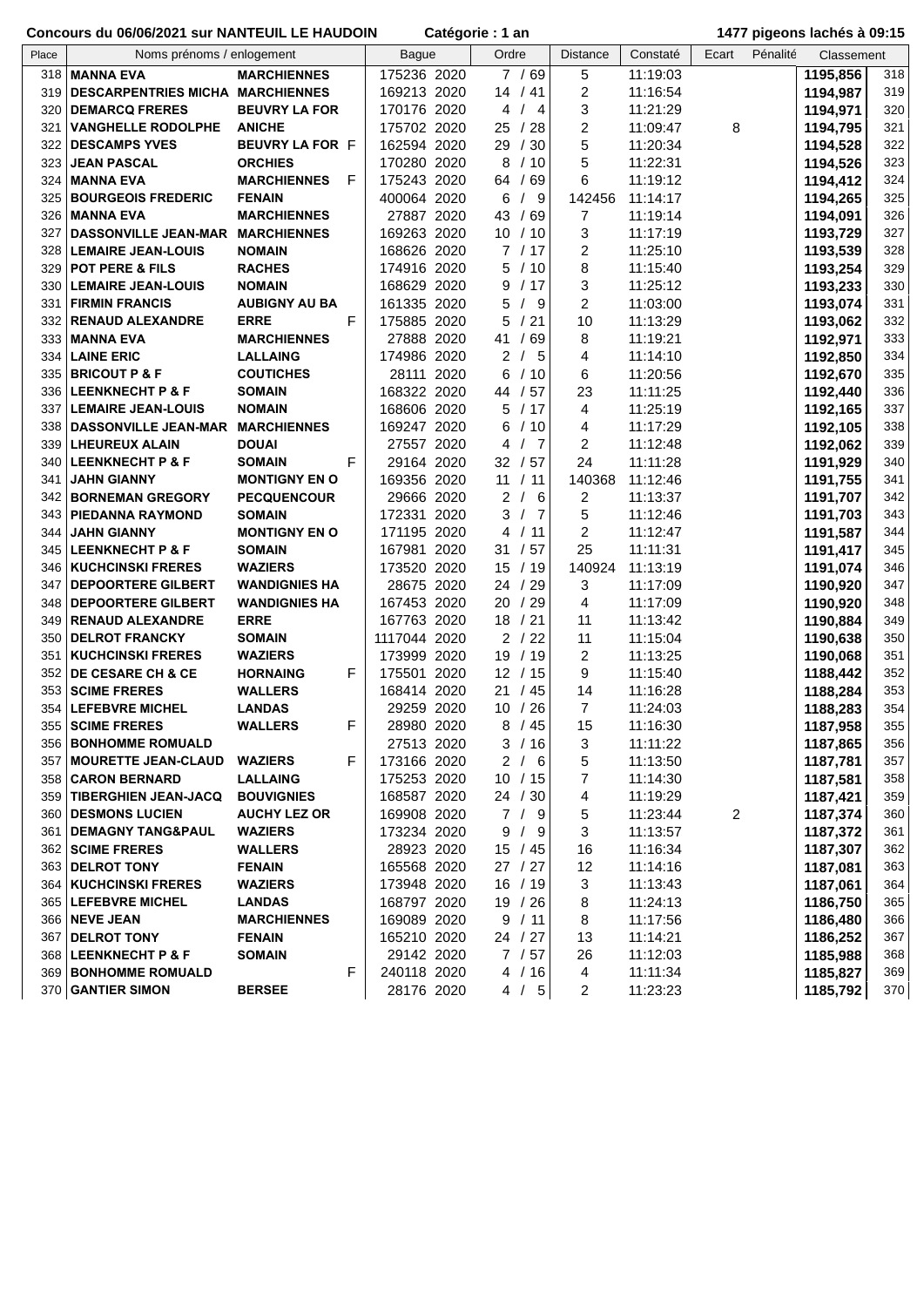**Concours du 06/06/2021 sur NANTEUIL LE HAUDOIN** **Catégorie : 1 an** **1477 pigeons lachés à 09:15**

| Place | Noms prénoms / enlogement | | | Bague | | Ordre | Distance | Constaté | Ecart | Pénalité | Classement | |
|---|---|---|---|---|---|---|---|---|---|---|---|---|
| 318 | MANNA EVA | MARCHIENNES | | 175236 | 2020 | 7 / 69 | 5 | 11:19:03 | | | 1195,856 | 318 |
| 319 | DESCARPENTRIES MICHA | MARCHIENNES | | 169213 | 2020 | 14 / 41 | 2 | 11:16:54 | | | 1194,987 | 319 |
| 320 | DEMARCQ FRERES | BEUVRY LA FOR | | 170176 | 2020 | 4 / 4 | 3 | 11:21:29 | | | 1194,971 | 320 |
| 321 | VANGHELLE RODOLPHE | ANICHE | | 175702 | 2020 | 25 / 28 | 2 | 11:09:47 | 8 | | 1194,795 | 321 |
| 322 | DESCAMPS YVES | BEUVRY LA FOR | F | 162594 | 2020 | 29 / 30 | 5 | 11:20:34 | | | 1194,528 | 322 |
| 323 | JEAN PASCAL | ORCHIES | | 170280 | 2020 | 8 / 10 | 5 | 11:22:31 | | | 1194,526 | 323 |
| 324 | MANNA EVA | MARCHIENNES | F | 175243 | 2020 | 64 / 69 | 6 | 11:19:12 | | | 1194,412 | 324 |
| 325 | BOURGEOIS FREDERIC | FENAIN | | 400064 | 2020 | 6 / 9 | 142456 | 11:14:17 | | | 1194,265 | 325 |
| 326 | MANNA EVA | MARCHIENNES | | 27887 | 2020 | 43 / 69 | 7 | 11:19:14 | | | 1194,091 | 326 |
| 327 | DASSONVILLE JEAN-MAR | MARCHIENNES | | 169263 | 2020 | 10 / 10 | 3 | 11:17:19 | | | 1193,729 | 327 |
| 328 | LEMAIRE JEAN-LOUIS | NOMAIN | | 168626 | 2020 | 7 / 17 | 2 | 11:25:10 | | | 1193,539 | 328 |
| 329 | POT PERE & FILS | RACHES | | 174916 | 2020 | 5 / 10 | 8 | 11:15:40 | | | 1193,254 | 329 |
| 330 | LEMAIRE JEAN-LOUIS | NOMAIN | | 168629 | 2020 | 9 / 17 | 3 | 11:25:12 | | | 1193,233 | 330 |
| 331 | FIRMIN FRANCIS | AUBIGNY AU BA | | 161335 | 2020 | 5 / 9 | 2 | 11:03:00 | | | 1193,074 | 331 |
| 332 | RENAUD ALEXANDRE | ERRE | F | 175885 | 2020 | 5 / 21 | 10 | 11:13:29 | | | 1193,062 | 332 |
| 333 | MANNA EVA | MARCHIENNES | | 27888 | 2020 | 41 / 69 | 8 | 11:19:21 | | | 1192,971 | 333 |
| 334 | LAINE ERIC | LALLAING | | 174986 | 2020 | 2 / 5 | 4 | 11:14:10 | | | 1192,850 | 334 |
| 335 | BRICOUT P & F | COUTICHES | | 28111 | 2020 | 6 / 10 | 6 | 11:20:56 | | | 1192,670 | 335 |
| 336 | LEENKNECHT P & F | SOMAIN | | 168322 | 2020 | 44 / 57 | 23 | 11:11:25 | | | 1192,440 | 336 |
| 337 | LEMAIRE JEAN-LOUIS | NOMAIN | | 168606 | 2020 | 5 / 17 | 4 | 11:25:19 | | | 1192,165 | 337 |
| 338 | DASSONVILLE JEAN-MAR | MARCHIENNES | | 169247 | 2020 | 6 / 10 | 4 | 11:17:29 | | | 1192,105 | 338 |
| 339 | LHEUREUX ALAIN | DOUAI | | 27557 | 2020 | 4 / 7 | 2 | 11:12:48 | | | 1192,062 | 339 |
| 340 | LEENKNECHT P & F | SOMAIN | F | 29164 | 2020 | 32 / 57 | 24 | 11:11:28 | | | 1191,929 | 340 |
| 341 | JAHN GIANNY | MONTIGNY EN O | | 169356 | 2020 | 11 / 11 | 140368 | 11:12:46 | | | 1191,755 | 341 |
| 342 | BORNEMAN GREGORY | PECQUENCOUR | | 29666 | 2020 | 2 / 6 | 2 | 11:13:37 | | | 1191,707 | 342 |
| 343 | PIEDANNA RAYMOND | SOMAIN | | 172331 | 2020 | 3 / 7 | 5 | 11:12:46 | | | 1191,703 | 343 |
| 344 | JAHN GIANNY | MONTIGNY EN O | | 171195 | 2020 | 4 / 11 | 2 | 11:12:47 | | | 1191,587 | 344 |
| 345 | LEENKNECHT P & F | SOMAIN | | 167981 | 2020 | 31 / 57 | 25 | 11:11:31 | | | 1191,417 | 345 |
| 346 | KUCHCINSKI FRERES | WAZIERS | | 173520 | 2020 | 15 / 19 | 140924 | 11:13:19 | | | 1191,074 | 346 |
| 347 | DEPOORTERE GILBERT | WANDIGNIES HA | | 28675 | 2020 | 24 / 29 | 3 | 11:17:09 | | | 1190,920 | 347 |
| 348 | DEPOORTERE GILBERT | WANDIGNIES HA | | 167453 | 2020 | 20 / 29 | 4 | 11:17:09 | | | 1190,920 | 348 |
| 349 | RENAUD ALEXANDRE | ERRE | | 167763 | 2020 | 18 / 21 | 11 | 11:13:42 | | | 1190,884 | 349 |
| 350 | DELROT FRANCKY | SOMAIN | | 1117044 | 2020 | 2 / 22 | 11 | 11:15:04 | | | 1190,638 | 350 |
| 351 | KUCHCINSKI FRERES | WAZIERS | | 173999 | 2020 | 19 / 19 | 2 | 11:13:25 | | | 1190,068 | 351 |
| 352 | DE CESARE CH & CE | HORNAING | F | 175501 | 2020 | 12 / 15 | 9 | 11:15:40 | | | 1188,442 | 352 |
| 353 | SCIME FRERES | WALLERS | | 168414 | 2020 | 21 / 45 | 14 | 11:16:28 | | | 1188,284 | 353 |
| 354 | LEFEBVRE MICHEL | LANDAS | | 29259 | 2020 | 10 / 26 | 7 | 11:24:03 | | | 1188,283 | 354 |
| 355 | SCIME FRERES | WALLERS | F | 28980 | 2020 | 8 / 45 | 15 | 11:16:30 | | | 1187,958 | 355 |
| 356 | BONHOMME ROMUALD | | | 27513 | 2020 | 3 / 16 | 3 | 11:11:22 | | | 1187,865 | 356 |
| 357 | MOURETTE JEAN-CLAUD | WAZIERS | F | 173166 | 2020 | 2 / 6 | 5 | 11:13:50 | | | 1187,781 | 357 |
| 358 | CARON BERNARD | LALLAING | | 175253 | 2020 | 10 / 15 | 7 | 11:14:30 | | | 1187,581 | 358 |
| 359 | TIBERGHIEN JEAN-JACQ | BOUVIGNIES | | 168587 | 2020 | 24 / 30 | 4 | 11:19:29 | | | 1187,421 | 359 |
| 360 | DESMONS LUCIEN | AUCHY LEZ OR | | 169908 | 2020 | 7 / 9 | 5 | 11:23:44 | 2 | | 1187,374 | 360 |
| 361 | DEMAGNY TANG&PAUL | WAZIERS | | 173234 | 2020 | 9 / 9 | 3 | 11:13:57 | | | 1187,372 | 361 |
| 362 | SCIME FRERES | WALLERS | | 28923 | 2020 | 15 / 45 | 16 | 11:16:34 | | | 1187,307 | 362 |
| 363 | DELROT TONY | FENAIN | | 165568 | 2020 | 27 / 27 | 12 | 11:14:16 | | | 1187,081 | 363 |
| 364 | KUCHCINSKI FRERES | WAZIERS | | 173948 | 2020 | 16 / 19 | 3 | 11:13:43 | | | 1187,061 | 364 |
| 365 | LEFEBVRE MICHEL | LANDAS | | 168797 | 2020 | 19 / 26 | 8 | 11:24:13 | | | 1186,750 | 365 |
| 366 | NEVE JEAN | MARCHIENNES | | 169089 | 2020 | 9 / 11 | 8 | 11:17:56 | | | 1186,480 | 366 |
| 367 | DELROT TONY | FENAIN | | 165210 | 2020 | 24 / 27 | 13 | 11:14:21 | | | 1186,252 | 367 |
| 368 | LEENKNECHT P & F | SOMAIN | | 29142 | 2020 | 7 / 57 | 26 | 11:12:03 | | | 1185,988 | 368 |
| 369 | BONHOMME ROMUALD | | F | 240118 | 2020 | 4 / 16 | 4 | 11:11:34 | | | 1185,827 | 369 |
| 370 | GANTIER SIMON | BERSEE | | 28176 | 2020 | 4 / 5 | 2 | 11:23:23 | | | 1185,792 | 370 |